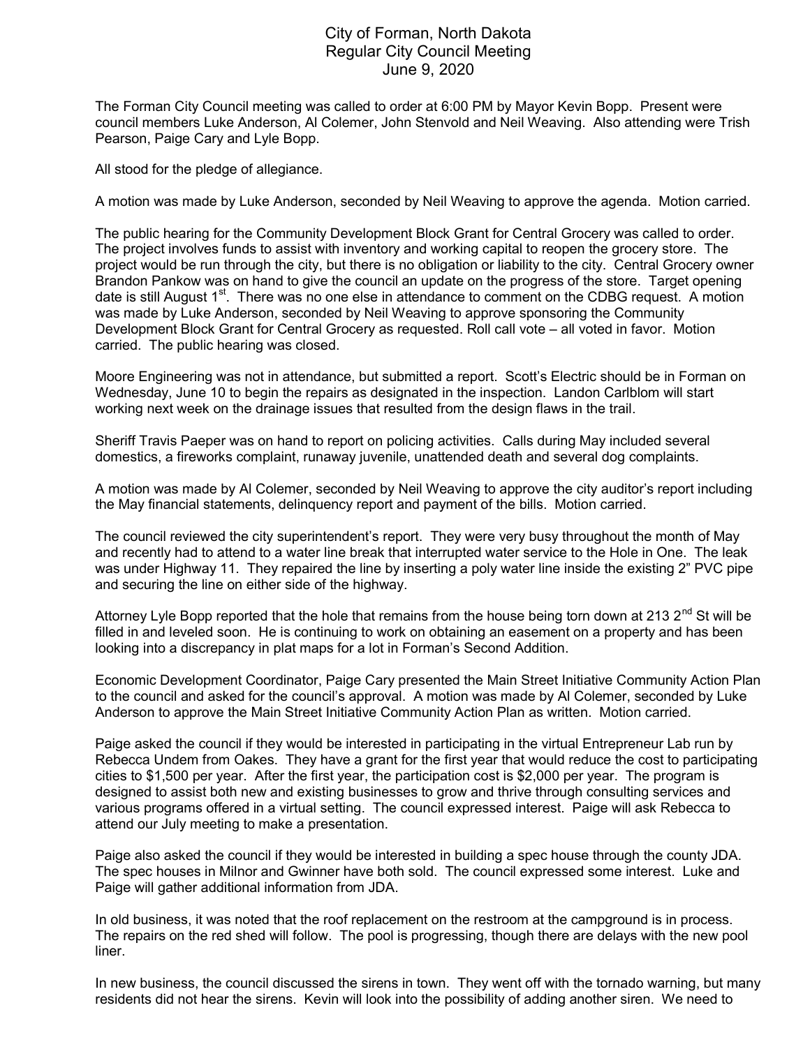# City of Forman, North Dakota
## Regular City Council Meeting
### June 9, 2020

The Forman City Council meeting was called to order at 6:00 PM by Mayor Kevin Bopp. Present were council members Luke Anderson, Al Colemer, John Stenvold and Neil Weaving. Also attending were Trish Pearson, Paige Cary and Lyle Bopp.

All stood for the pledge of allegiance.

A motion was made by Luke Anderson, seconded by Neil Weaving to approve the agenda. Motion carried.

The public hearing for the Community Development Block Grant for Central Grocery was called to order. The project involves funds to assist with inventory and working capital to reopen the grocery store. The project would be run through the city, but there is no obligation or liability to the city. Central Grocery owner Brandon Pankow was on hand to give the council an update on the progress of the store. Target opening date is still August 1st. There was no one else in attendance to comment on the CDBG request. A motion was made by Luke Anderson, seconded by Neil Weaving to approve sponsoring the Community Development Block Grant for Central Grocery as requested. Roll call vote – all voted in favor. Motion carried. The public hearing was closed.

Moore Engineering was not in attendance, but submitted a report. Scott's Electric should be in Forman on Wednesday, June 10 to begin the repairs as designated in the inspection. Landon Carlblom will start working next week on the drainage issues that resulted from the design flaws in the trail.

Sheriff Travis Paeper was on hand to report on policing activities. Calls during May included several domestics, a fireworks complaint, runaway juvenile, unattended death and several dog complaints.

A motion was made by Al Colemer, seconded by Neil Weaving to approve the city auditor's report including the May financial statements, delinquency report and payment of the bills. Motion carried.

The council reviewed the city superintendent's report. They were very busy throughout the month of May and recently had to attend to a water line break that interrupted water service to the Hole in One. The leak was under Highway 11. They repaired the line by inserting a poly water line inside the existing 2" PVC pipe and securing the line on either side of the highway.

Attorney Lyle Bopp reported that the hole that remains from the house being torn down at 213 2nd St will be filled in and leveled soon. He is continuing to work on obtaining an easement on a property and has been looking into a discrepancy in plat maps for a lot in Forman's Second Addition.

Economic Development Coordinator, Paige Cary presented the Main Street Initiative Community Action Plan to the council and asked for the council's approval. A motion was made by Al Colemer, seconded by Luke Anderson to approve the Main Street Initiative Community Action Plan as written. Motion carried.

Paige asked the council if they would be interested in participating in the virtual Entrepreneur Lab run by Rebecca Undem from Oakes. They have a grant for the first year that would reduce the cost to participating cities to $1,500 per year. After the first year, the participation cost is $2,000 per year. The program is designed to assist both new and existing businesses to grow and thrive through consulting services and various programs offered in a virtual setting. The council expressed interest. Paige will ask Rebecca to attend our July meeting to make a presentation.

Paige also asked the council if they would be interested in building a spec house through the county JDA. The spec houses in Milnor and Gwinner have both sold. The council expressed some interest. Luke and Paige will gather additional information from JDA.

In old business, it was noted that the roof replacement on the restroom at the campground is in process. The repairs on the red shed will follow. The pool is progressing, though there are delays with the new pool liner.

In new business, the council discussed the sirens in town. They went off with the tornado warning, but many residents did not hear the sirens. Kevin will look into the possibility of adding another siren. We need to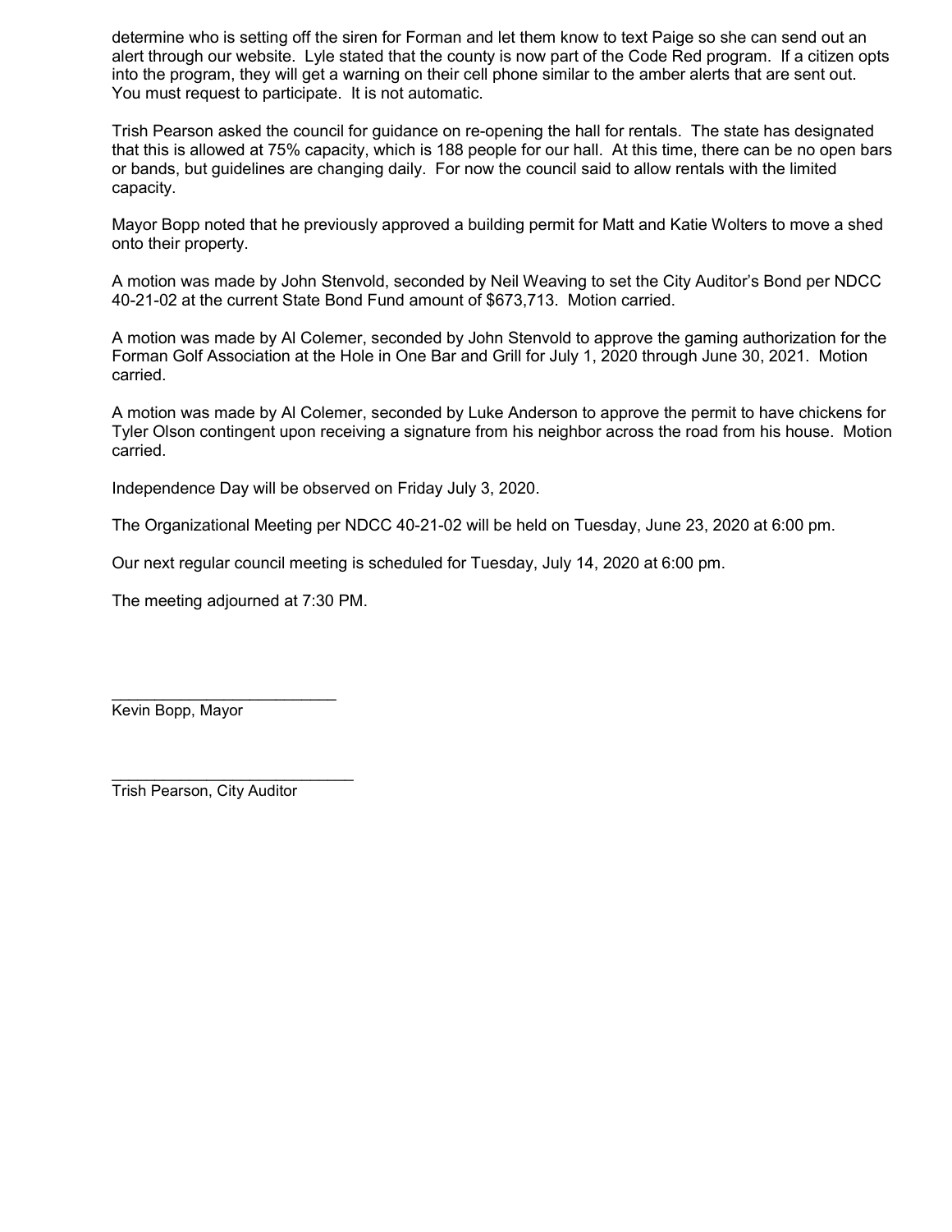determine who is setting off the siren for Forman and let them know to text Paige so she can send out an alert through our website. Lyle stated that the county is now part of the Code Red program. If a citizen opts into the program, they will get a warning on their cell phone similar to the amber alerts that are sent out. You must request to participate. It is not automatic.

Trish Pearson asked the council for guidance on re-opening the hall for rentals. The state has designated that this is allowed at 75% capacity, which is 188 people for our hall. At this time, there can be no open bars or bands, but guidelines are changing daily. For now the council said to allow rentals with the limited capacity.

Mayor Bopp noted that he previously approved a building permit for Matt and Katie Wolters to move a shed onto their property.

A motion was made by John Stenvold, seconded by Neil Weaving to set the City Auditor's Bond per NDCC 40-21-02 at the current State Bond Fund amount of $673,713. Motion carried.

A motion was made by Al Colemer, seconded by John Stenvold to approve the gaming authorization for the Forman Golf Association at the Hole in One Bar and Grill for July 1, 2020 through June 30, 2021. Motion carried.

A motion was made by Al Colemer, seconded by Luke Anderson to approve the permit to have chickens for Tyler Olson contingent upon receiving a signature from his neighbor across the road from his house. Motion carried.

Independence Day will be observed on Friday July 3, 2020.

The Organizational Meeting per NDCC 40-21-02 will be held on Tuesday, June 23, 2020 at 6:00 pm.

Our next regular council meeting is scheduled for Tuesday, July 14, 2020 at 6:00 pm.

The meeting adjourned at 7:30 PM.

\_\_\_\_\_\_\_\_\_\_\_\_\_\_\_\_\_\_\_\_\_\_\_\_\_\_
Kevin Bopp, Mayor

\_\_\_\_\_\_\_\_\_\_\_\_\_\_\_\_\_\_\_\_\_\_\_\_\_\_\_\_
Trish Pearson, City Auditor